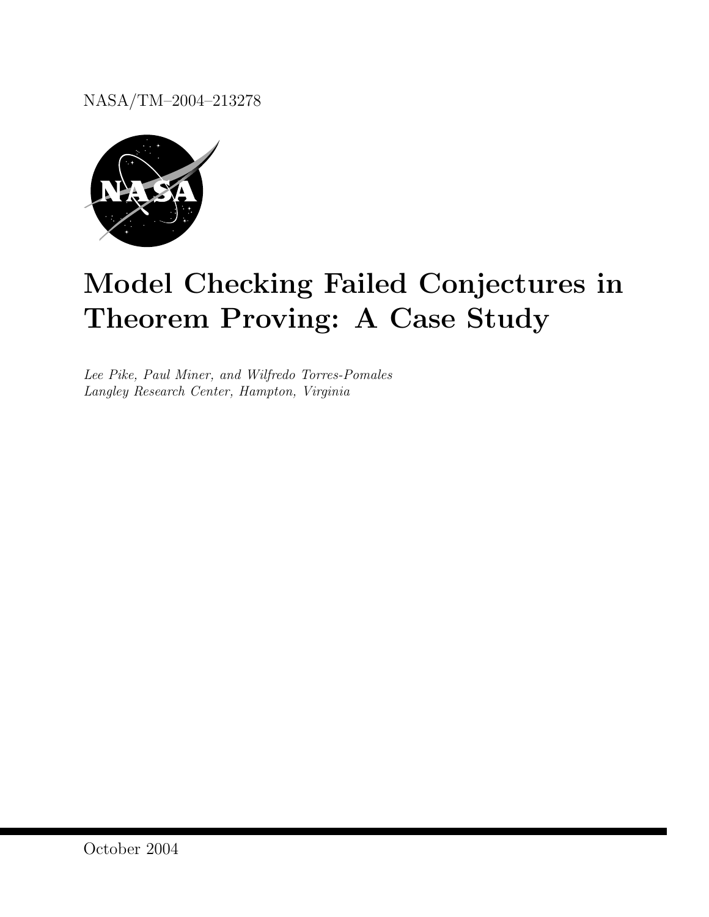NASA/TM–2004–213278

# Model Checking Failed Conjectures in Theorem Proving: A Case Study

*Lee Pike, Paul Miner, and Wilfredo Torres-Pomales*
*Langley Research Center, Hampton, Virginia*

October 2004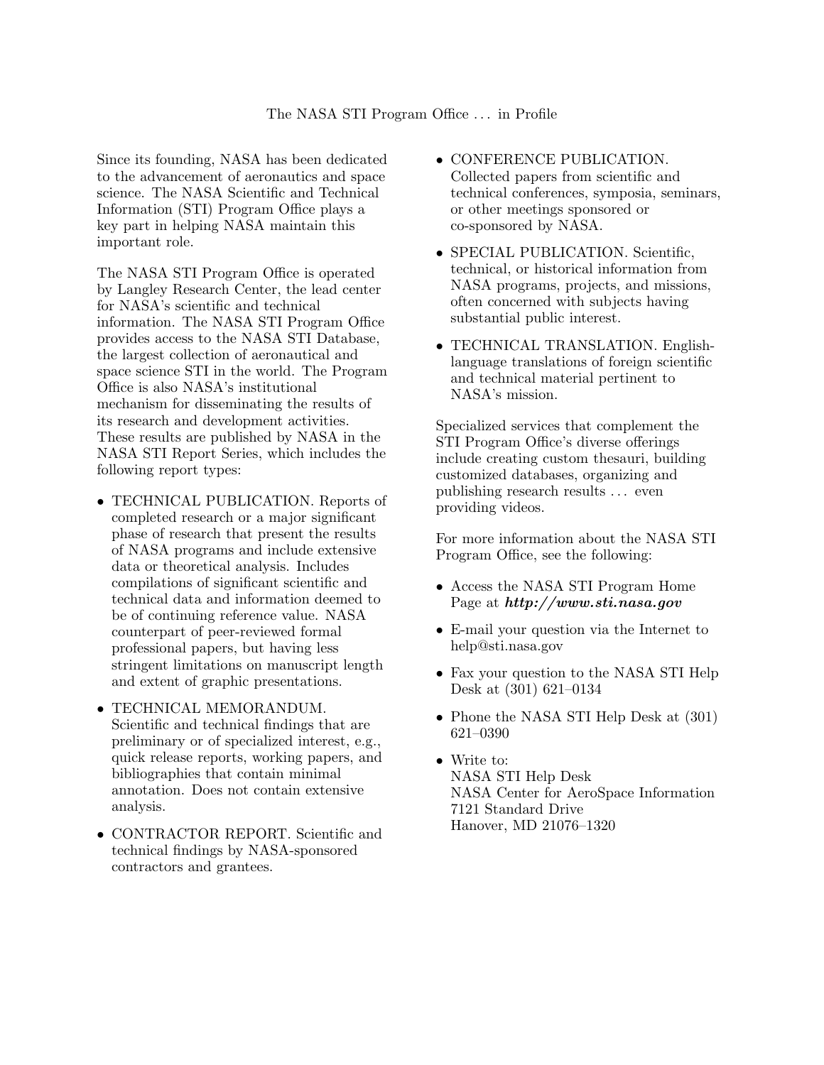# The NASA STI Program Office . . . in Profile

Since its founding, NASA has been dedicated to the advancement of aeronautics and space science. The NASA Scientific and Technical Information (STI) Program Office plays a key part in helping NASA maintain this important role.

The NASA STI Program Office is operated by Langley Research Center, the lead center for NASA's scientific and technical information. The NASA STI Program Office provides access to the NASA STI Database, the largest collection of aeronautical and space science STI in the world. The Program Office is also NASA's institutional mechanism for disseminating the results of its research and development activities. These results are published by NASA in the NASA STI Report Series, which includes the following report types:

- TECHNICAL PUBLICATION. Reports of completed research or a major significant phase of research that present the results of NASA programs and include extensive data or theoretical analysis. Includes compilations of significant scientific and technical data and information deemed to be of continuing reference value. NASA counterpart of peer-reviewed formal professional papers, but having less stringent limitations on manuscript length and extent of graphic presentations.
- TECHNICAL MEMORANDUM. Scientific and technical findings that are preliminary or of specialized interest, e.g., quick release reports, working papers, and bibliographies that contain minimal annotation. Does not contain extensive analysis.
- CONTRACTOR REPORT. Scientific and technical findings by NASA-sponsored contractors and grantees.
- CONFERENCE PUBLICATION. Collected papers from scientific and technical conferences, symposia, seminars, or other meetings sponsored or co-sponsored by NASA.
- SPECIAL PUBLICATION. Scientific, technical, or historical information from NASA programs, projects, and missions, often concerned with subjects having substantial public interest.
- TECHNICAL TRANSLATION. English-language translations of foreign scientific and technical material pertinent to NASA's mission.

Specialized services that complement the STI Program Office's diverse offerings include creating custom thesauri, building customized databases, organizing and publishing research results . . . even providing videos.

For more information about the NASA STI Program Office, see the following:

- Access the NASA STI Program Home Page at ***http://www.sti.nasa.gov***
- E-mail your question via the Internet to help@sti.nasa.gov
- Fax your question to the NASA STI Help Desk at (301) 621–0134
- Phone the NASA STI Help Desk at (301) 621–0390
- Write to:
  NASA STI Help Desk
  NASA Center for AeroSpace Information
  7121 Standard Drive
  Hanover, MD 21076–1320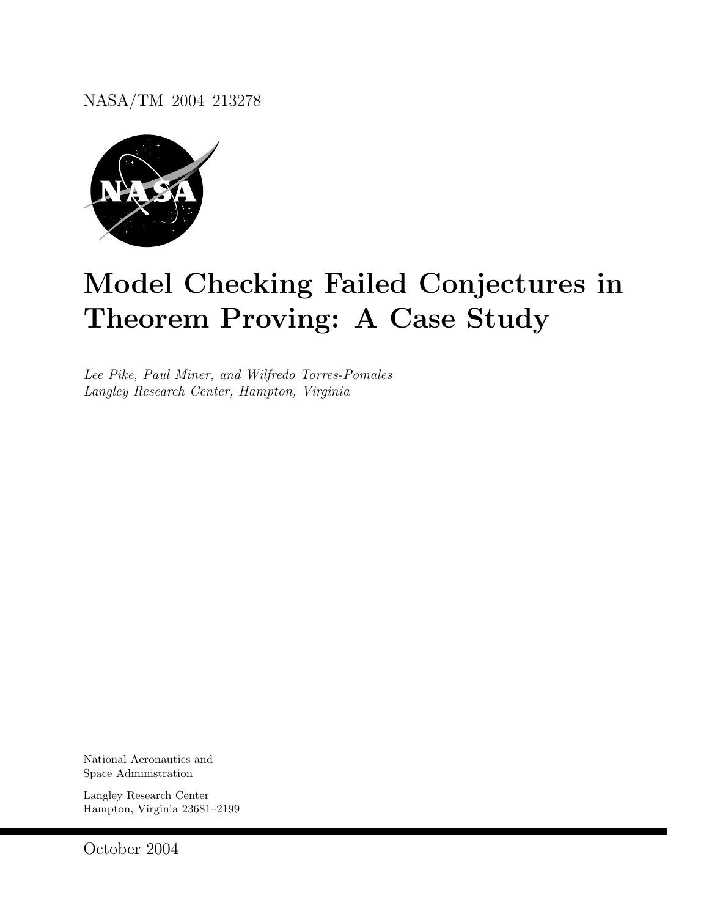NASA/TM–2004–213278

# Model Checking Failed Conjectures in Theorem Proving: A Case Study

*Lee Pike, Paul Miner, and Wilfredo Torres-Pomales*
*Langley Research Center, Hampton, Virginia*

National Aeronautics and
Space Administration

Langley Research Center
Hampton, Virginia 23681–2199

October 2004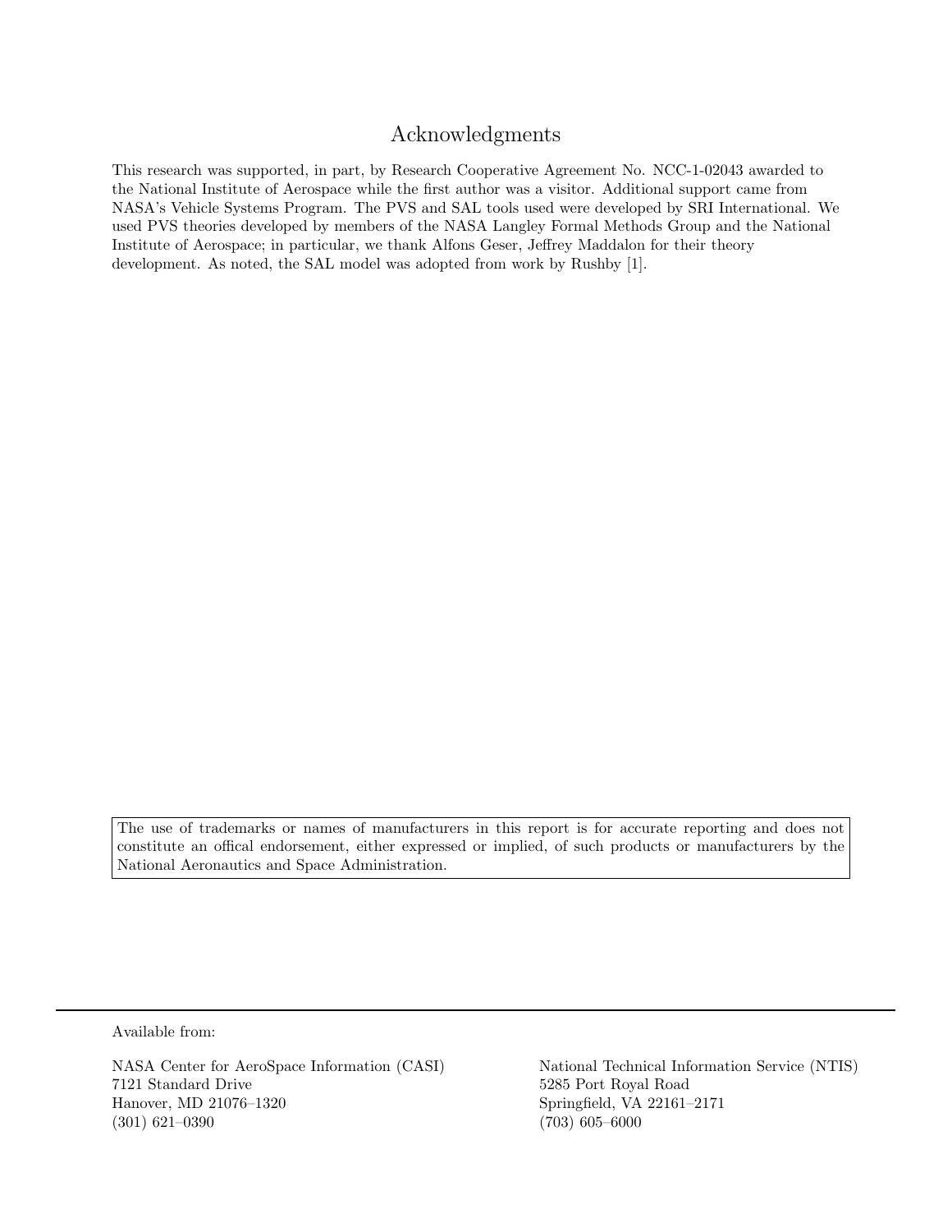# Acknowledgments

This research was supported, in part, by Research Cooperative Agreement No. NCC-1-02043 awarded to the National Institute of Aerospace while the first author was a visitor. Additional support came from NASA's Vehicle Systems Program. The PVS and SAL tools used were developed by SRI International. We used PVS theories developed by members of the NASA Langley Formal Methods Group and the National Institute of Aerospace; in particular, we thank Alfons Geser, Jeffrey Maddalon for their theory development. As noted, the SAL model was adopted from work by Rushby [1].

The use of trademarks or names of manufacturers in this report is for accurate reporting and does not constitute an offical endorsement, either expressed or implied, of such products or manufacturers by the National Aeronautics and Space Administration.

Available from:

NASA Center for AeroSpace Information (CASI)
7121 Standard Drive
Hanover, MD 21076–1320
(301) 621–0390

National Technical Information Service (NTIS)
5285 Port Royal Road
Springfield, VA 22161–2171
(703) 605–6000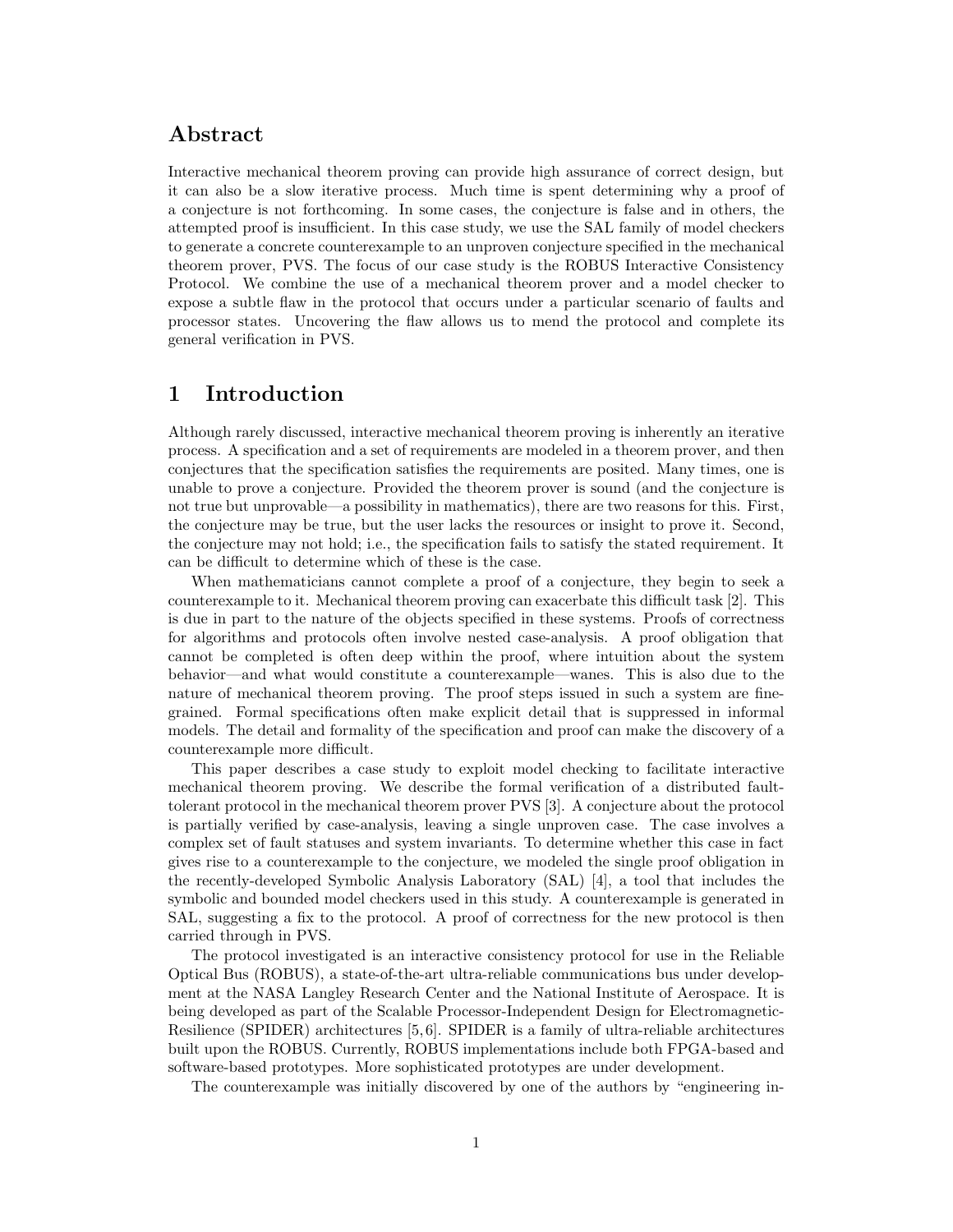## Abstract

Interactive mechanical theorem proving can provide high assurance of correct design, but it can also be a slow iterative process. Much time is spent determining why a proof of a conjecture is not forthcoming. In some cases, the conjecture is false and in others, the attempted proof is insufficient. In this case study, we use the SAL family of model checkers to generate a concrete counterexample to an unproven conjecture specified in the mechanical theorem prover, PVS. The focus of our case study is the ROBUS Interactive Consistency Protocol. We combine the use of a mechanical theorem prover and a model checker to expose a subtle flaw in the protocol that occurs under a particular scenario of faults and processor states. Uncovering the flaw allows us to mend the protocol and complete its general verification in PVS.

# 1 Introduction

Although rarely discussed, interactive mechanical theorem proving is inherently an iterative process. A specification and a set of requirements are modeled in a theorem prover, and then conjectures that the specification satisfies the requirements are posited. Many times, one is unable to prove a conjecture. Provided the theorem prover is sound (and the conjecture is not true but unprovable—a possibility in mathematics), there are two reasons for this. First, the conjecture may be true, but the user lacks the resources or insight to prove it. Second, the conjecture may not hold; i.e., the specification fails to satisfy the stated requirement. It can be difficult to determine which of these is the case.

When mathematicians cannot complete a proof of a conjecture, they begin to seek a counterexample to it. Mechanical theorem proving can exacerbate this difficult task [2]. This is due in part to the nature of the objects specified in these systems. Proofs of correctness for algorithms and protocols often involve nested case-analysis. A proof obligation that cannot be completed is often deep within the proof, where intuition about the system behavior—and what would constitute a counterexample—wanes. This is also due to the nature of mechanical theorem proving. The proof steps issued in such a system are fine-grained. Formal specifications often make explicit detail that is suppressed in informal models. The detail and formality of the specification and proof can make the discovery of a counterexample more difficult.

This paper describes a case study to exploit model checking to facilitate interactive mechanical theorem proving. We describe the formal verification of a distributed fault-tolerant protocol in the mechanical theorem prover PVS [3]. A conjecture about the protocol is partially verified by case-analysis, leaving a single unproven case. The case involves a complex set of fault statuses and system invariants. To determine whether this case in fact gives rise to a counterexample to the conjecture, we modeled the single proof obligation in the recently-developed Symbolic Analysis Laboratory (SAL) [4], a tool that includes the symbolic and bounded model checkers used in this study. A counterexample is generated in SAL, suggesting a fix to the protocol. A proof of correctness for the new protocol is then carried through in PVS.

The protocol investigated is an interactive consistency protocol for use in the Reliable Optical Bus (ROBUS), a state-of-the-art ultra-reliable communications bus under development at the NASA Langley Research Center and the National Institute of Aerospace. It is being developed as part of the Scalable Processor-Independent Design for Electromagnetic-Resilience (SPIDER) architectures [5,6]. SPIDER is a family of ultra-reliable architectures built upon the ROBUS. Currently, ROBUS implementations include both FPGA-based and software-based prototypes. More sophisticated prototypes are under development.

The counterexample was initially discovered by one of the authors by "engineering in-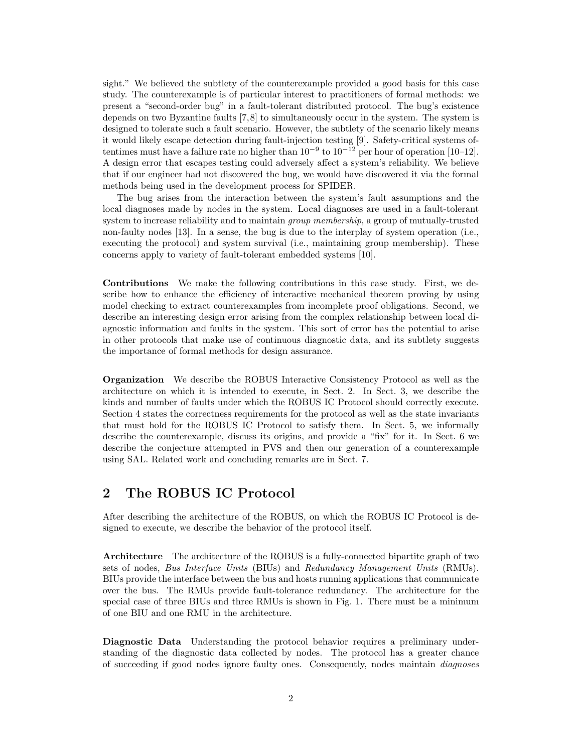sight." We believed the subtlety of the counterexample provided a good basis for this case study. The counterexample is of particular interest to practitioners of formal methods: we present a "second-order bug" in a fault-tolerant distributed protocol. The bug's existence depends on two Byzantine faults [7,8] to simultaneously occur in the system. The system is designed to tolerate such a fault scenario. However, the subtlety of the scenario likely means it would likely escape detection during fault-injection testing [9]. Safety-critical systems oftentimes must have a failure rate no higher than $10^{-9}$ to $10^{-12}$ per hour of operation [10–12]. A design error that escapes testing could adversely affect a system's reliability. We believe that if our engineer had not discovered the bug, we would have discovered it via the formal methods being used in the development process for SPIDER.

The bug arises from the interaction between the system's fault assumptions and the local diagnoses made by nodes in the system. Local diagnoses are used in a fault-tolerant system to increase reliability and to maintain *group membership*, a group of mutually-trusted non-faulty nodes [13]. In a sense, the bug is due to the interplay of system operation (i.e., executing the protocol) and system survival (i.e., maintaining group membership). These concerns apply to variety of fault-tolerant embedded systems [10].

**Contributions** We make the following contributions in this case study. First, we describe how to enhance the efficiency of interactive mechanical theorem proving by using model checking to extract counterexamples from incomplete proof obligations. Second, we describe an interesting design error arising from the complex relationship between local diagnostic information and faults in the system. This sort of error has the potential to arise in other protocols that make use of continuous diagnostic data, and its subtlety suggests the importance of formal methods for design assurance.

**Organization** We describe the ROBUS Interactive Consistency Protocol as well as the architecture on which it is intended to execute, in Sect. 2. In Sect. 3, we describe the kinds and number of faults under which the ROBUS IC Protocol should correctly execute. Section 4 states the correctness requirements for the protocol as well as the state invariants that must hold for the ROBUS IC Protocol to satisfy them. In Sect. 5, we informally describe the counterexample, discuss its origins, and provide a "fix" for it. In Sect. 6 we describe the conjecture attempted in PVS and then our generation of a counterexample using SAL. Related work and concluding remarks are in Sect. 7.

## 2 The ROBUS IC Protocol

After describing the architecture of the ROBUS, on which the ROBUS IC Protocol is designed to execute, we describe the behavior of the protocol itself.

**Architecture** The architecture of the ROBUS is a fully-connected bipartite graph of two sets of nodes, *Bus Interface Units* (BIUs) and *Redundancy Management Units* (RMUs). BIUs provide the interface between the bus and hosts running applications that communicate over the bus. The RMUs provide fault-tolerance redundancy. The architecture for the special case of three BIUs and three RMUs is shown in Fig. 1. There must be a minimum of one BIU and one RMU in the architecture.

**Diagnostic Data** Understanding the protocol behavior requires a preliminary understanding of the diagnostic data collected by nodes. The protocol has a greater chance of succeeding if good nodes ignore faulty ones. Consequently, nodes maintain *diagnoses*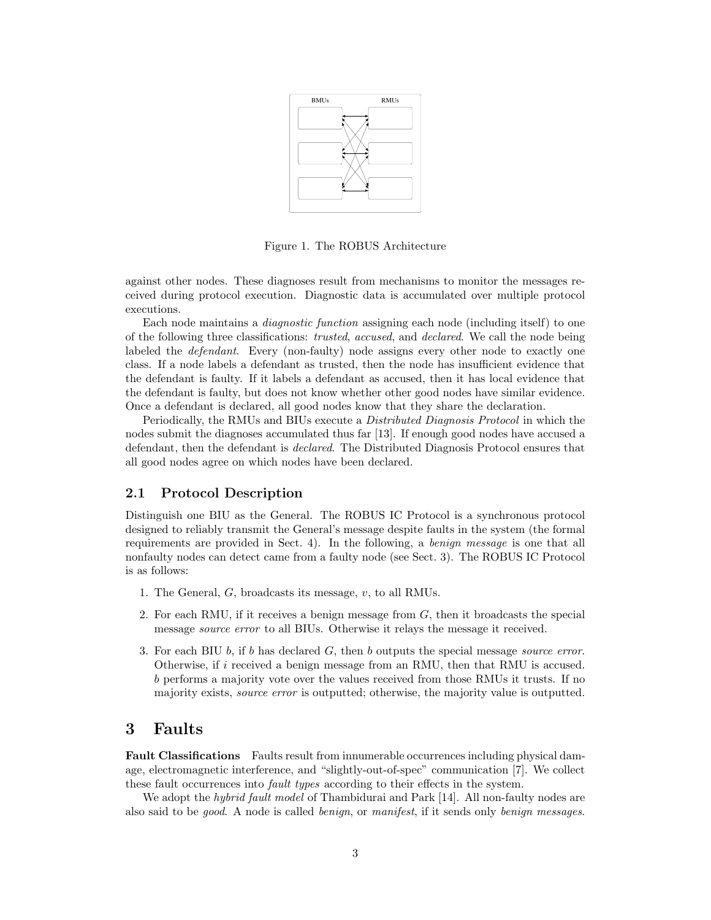Figure 1. The ROBUS Architecture

against other nodes. These diagnoses result from mechanisms to monitor the messages received during protocol execution. Diagnostic data is accumulated over multiple protocol executions.

Each node maintains a *diagnostic function* assigning each node (including itself) to one of the following three classifications: *trusted*, *accused*, and *declared*. We call the node being labeled the *defendant*. Every (non-faulty) node assigns every other node to exactly one class. If a node labels a defendant as trusted, then the node has insufficient evidence that the defendant is faulty. If it labels a defendant as accused, then it has local evidence that the defendant is faulty, but does not know whether other good nodes have similar evidence. Once a defendant is declared, all good nodes know that they share the declaration.

Periodically, the RMUs and BIUs execute a *Distributed Diagnosis Protocol* in which the nodes submit the diagnoses accumulated thus far [13]. If enough good nodes have accused a defendant, then the defendant is *declared*. The Distributed Diagnosis Protocol ensures that all good nodes agree on which nodes have been declared.

### 2.1 Protocol Description

Distinguish one BIU as the General. The ROBUS IC Protocol is a synchronous protocol designed to reliably transmit the General's message despite faults in the system (the formal requirements are provided in Sect. 4). In the following, a *benign message* is one that all nonfaulty nodes can detect came from a faulty node (see Sect. 3). The ROBUS IC Protocol is as follows:

1. The General, $G$, broadcasts its message, $v$, to all RMUs.
2. For each RMU, if it receives a benign message from $G$, then it broadcasts the special message *source error* to all BIUs. Otherwise it relays the message it received.
3. For each BIU $b$, if $b$ has declared $G$, then $b$ outputs the special message *source error*. Otherwise, if $i$ received a benign message from an RMU, then that RMU is accused. $b$ performs a majority vote over the values received from those RMUs it trusts. If no majority exists, *source error* is outputted; otherwise, the majority value is outputted.

## 3 Faults

**Fault Classifications** Faults result from innumerable occurrences including physical damage, electromagnetic interference, and "slightly-out-of-spec" communication [7]. We collect these fault occurrences into *fault types* according to their effects in the system.

We adopt the *hybrid fault model* of Thambidurai and Park [14]. All non-faulty nodes are also said to be *good*. A node is called *benign*, or *manifest*, if it sends only *benign messages*.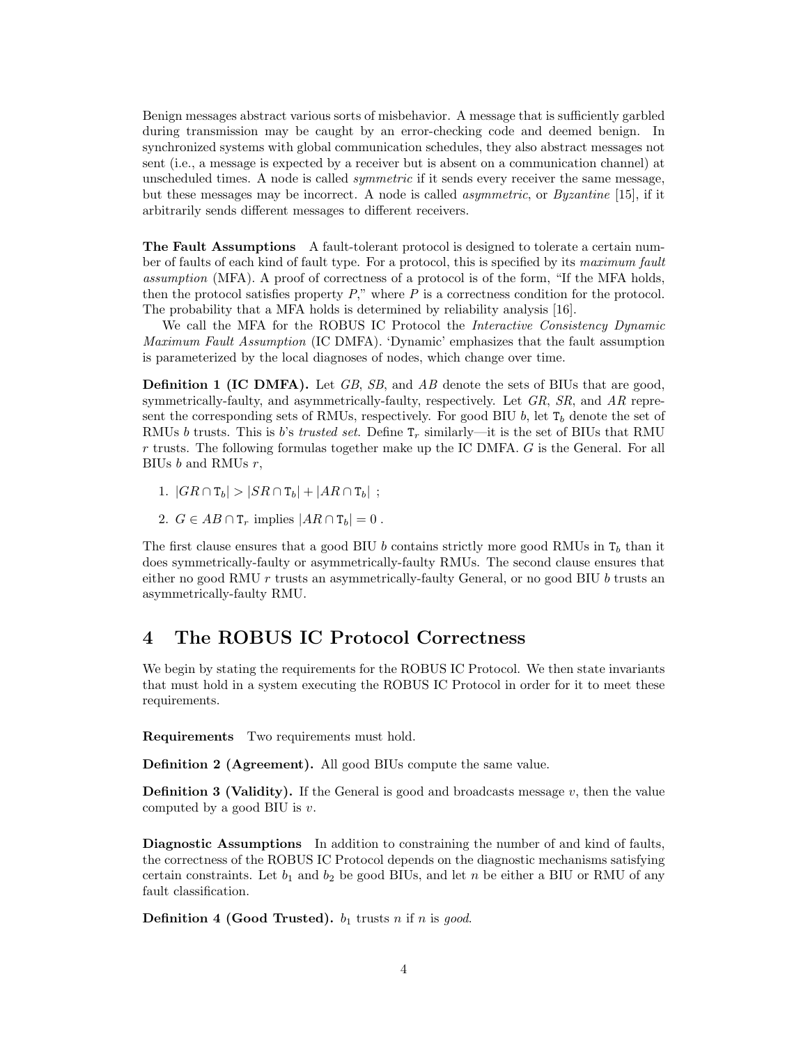Benign messages abstract various sorts of misbehavior. A message that is sufficiently garbled during transmission may be caught by an error-checking code and deemed benign. In synchronized systems with global communication schedules, they also abstract messages not sent (i.e., a message is expected by a receiver but is absent on a communication channel) at unscheduled times. A node is called *symmetric* if it sends every receiver the same message, but these messages may be incorrect. A node is called *asymmetric*, or *Byzantine* [15], if it arbitrarily sends different messages to different receivers.

**The Fault Assumptions** A fault-tolerant protocol is designed to tolerate a certain number of faults of each kind of fault type. For a protocol, this is specified by its *maximum fault assumption* (MFA). A proof of correctness of a protocol is of the form, "If the MFA holds, then the protocol satisfies property $P$," where $P$ is a correctness condition for the protocol. The probability that a MFA holds is determined by reliability analysis [16].

We call the MFA for the ROBUS IC Protocol the *Interactive Consistency Dynamic Maximum Fault Assumption* (IC DMFA). 'Dynamic' emphasizes that the fault assumption is parameterized by the local diagnoses of nodes, which change over time.

**Definition 1 (IC DMFA).** Let $GB$, $SB$, and $AB$ denote the sets of BIUs that are good, symmetrically-faulty, and asymmetrically-faulty, respectively. Let $GR$, $SR$, and $AR$ represent the corresponding sets of RMUs, respectively. For good BIU $b$, let $\mathtt{T}_b$ denote the set of RMUs $b$ trusts. This is $b$'s *trusted set*. Define $\mathtt{T}_r$ similarly—it is the set of BIUs that RMU $r$ trusts. The following formulas together make up the IC DMFA. $G$ is the General. For all BIUs $b$ and RMUs $r$,

1. $|GR \cap \mathtt{T}_b| > |SR \cap \mathtt{T}_b| + |AR \cap \mathtt{T}_b|$ ;
2. $G \in AB \cap \mathtt{T}_r$ implies $|AR \cap \mathtt{T}_b| = 0$ .

The first clause ensures that a good BIU $b$ contains strictly more good RMUs in $\mathtt{T}_b$ than it does symmetrically-faulty or asymmetrically-faulty RMUs. The second clause ensures that either no good RMU $r$ trusts an asymmetrically-faulty General, or no good BIU $b$ trusts an asymmetrically-faulty RMU.

# 4 The ROBUS IC Protocol Correctness

We begin by stating the requirements for the ROBUS IC Protocol. We then state invariants that must hold in a system executing the ROBUS IC Protocol in order for it to meet these requirements.

**Requirements** Two requirements must hold.

**Definition 2 (Agreement).** All good BIUs compute the same value.

**Definition 3 (Validity).** If the General is good and broadcasts message $v$, then the value computed by a good BIU is $v$.

**Diagnostic Assumptions** In addition to constraining the number of and kind of faults, the correctness of the ROBUS IC Protocol depends on the diagnostic mechanisms satisfying certain constraints. Let $b_1$ and $b_2$ be good BIUs, and let $n$ be either a BIU or RMU of any fault classification.

**Definition 4 (Good Trusted).** $b_1$ trusts $n$ if $n$ is *good*.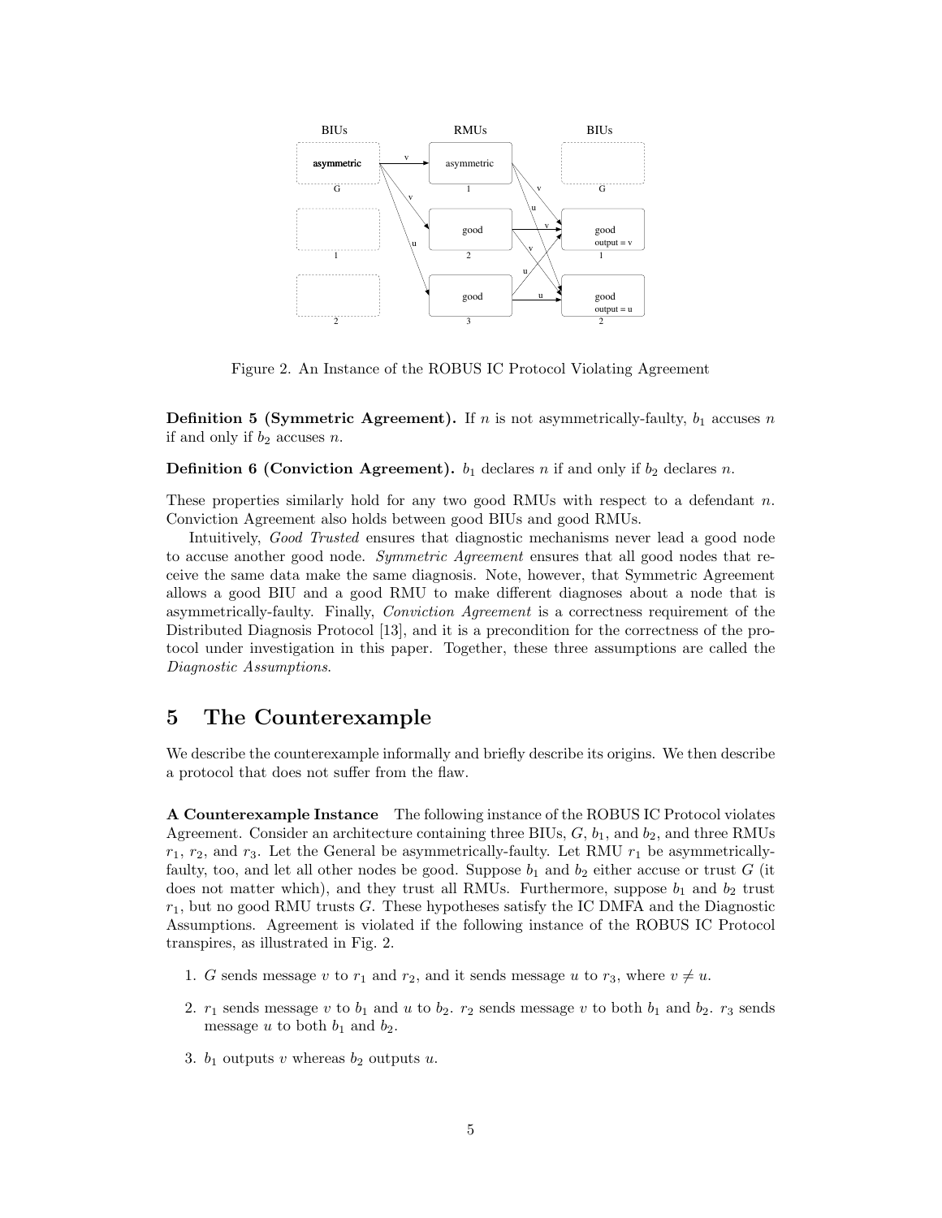Figure 2. An Instance of the ROBUS IC Protocol Violating Agreement

**Definition 5 (Symmetric Agreement).** If $n$ is not asymmetrically-faulty, $b_1$ accuses $n$ if and only if $b_2$ accuses $n$.

**Definition 6 (Conviction Agreement).** $b_1$ declares $n$ if and only if $b_2$ declares $n$.

These properties similarly hold for any two good RMUs with respect to a defendant $n$. Conviction Agreement also holds between good BIUs and good RMUs.

Intuitively, *Good Trusted* ensures that diagnostic mechanisms never lead a good node to accuse another good node. *Symmetric Agreement* ensures that all good nodes that receive the same data make the same diagnosis. Note, however, that Symmetric Agreement allows a good BIU and a good RMU to make different diagnoses about a node that is asymmetrically-faulty. Finally, *Conviction Agreement* is a correctness requirement of the Distributed Diagnosis Protocol [13], and it is a precondition for the correctness of the protocol under investigation in this paper. Together, these three assumptions are called the *Diagnostic Assumptions*.

# 5 The Counterexample

We describe the counterexample informally and briefly describe its origins. We then describe a protocol that does not suffer from the flaw.

**A Counterexample Instance** The following instance of the ROBUS IC Protocol violates Agreement. Consider an architecture containing three BIUs, $G$, $b_1$, and $b_2$, and three RMUs $r_1$, $r_2$, and $r_3$. Let the General be asymmetrically-faulty. Let RMU $r_1$ be asymmetrically-faulty, too, and let all other nodes be good. Suppose $b_1$ and $b_2$ either accuse or trust $G$ (it does not matter which), and they trust all RMUs. Furthermore, suppose $b_1$ and $b_2$ trust $r_1$, but no good RMU trusts $G$. These hypotheses satisfy the IC DMFA and the Diagnostic Assumptions. Agreement is violated if the following instance of the ROBUS IC Protocol transpires, as illustrated in Fig. 2.

1. $G$ sends message $v$ to $r_1$ and $r_2$, and it sends message $u$ to $r_3$, where $v \neq u$.
2. $r_1$ sends message $v$ to $b_1$ and $u$ to $b_2$. $r_2$ sends message $v$ to both $b_1$ and $b_2$. $r_3$ sends message $u$ to both $b_1$ and $b_2$.
3. $b_1$ outputs $v$ whereas $b_2$ outputs $u$.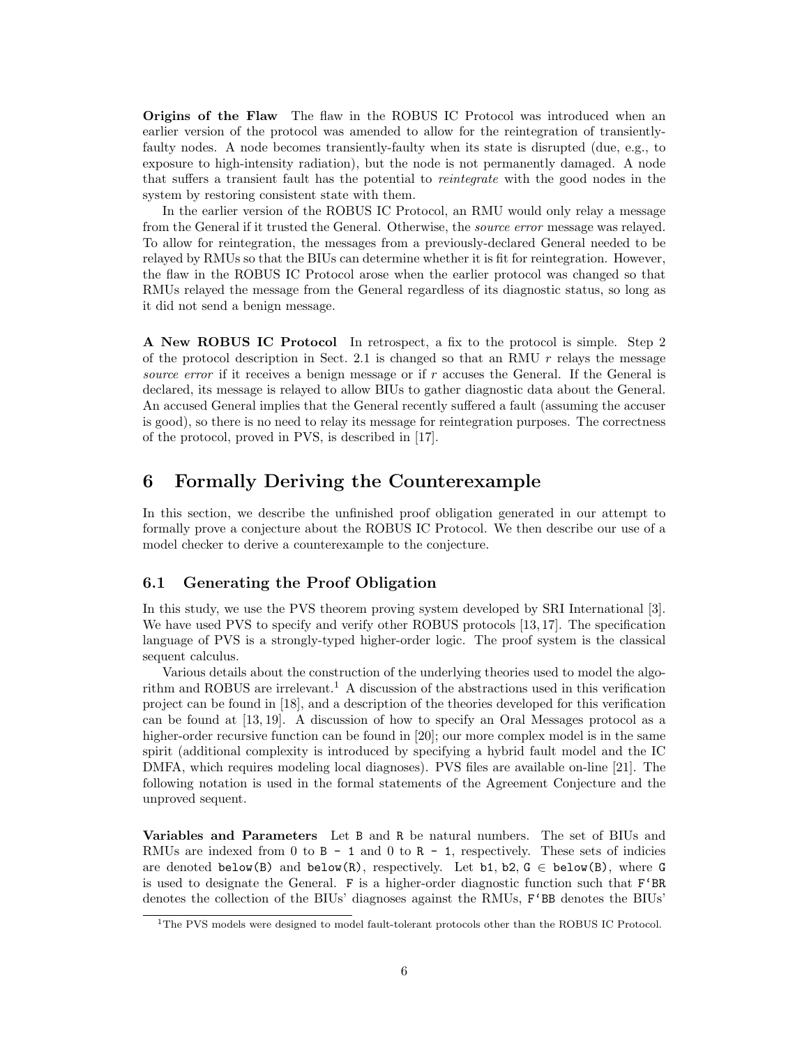**Origins of the Flaw** The flaw in the ROBUS IC Protocol was introduced when an earlier version of the protocol was amended to allow for the reintegration of transiently-faulty nodes. A node becomes transiently-faulty when its state is disrupted (due, e.g., to exposure to high-intensity radiation), but the node is not permanently damaged. A node that suffers a transient fault has the potential to *reintegrate* with the good nodes in the system by restoring consistent state with them.

In the earlier version of the ROBUS IC Protocol, an RMU would only relay a message from the General if it trusted the General. Otherwise, the *source error* message was relayed. To allow for reintegration, the messages from a previously-declared General needed to be relayed by RMUs so that the BIUs can determine whether it is fit for reintegration. However, the flaw in the ROBUS IC Protocol arose when the earlier protocol was changed so that RMUs relayed the message from the General regardless of its diagnostic status, so long as it did not send a benign message.

**A New ROBUS IC Protocol** In retrospect, a fix to the protocol is simple. Step 2 of the protocol description in Sect. 2.1 is changed so that an RMU $r$ relays the message *source error* if it receives a benign message or if $r$ accuses the General. If the General is declared, its message is relayed to allow BIUs to gather diagnostic data about the General. An accused General implies that the General recently suffered a fault (assuming the accuser is good), so there is no need to relay its message for reintegration purposes. The correctness of the protocol, proved in PVS, is described in [17].

# 6 Formally Deriving the Counterexample

In this section, we describe the unfinished proof obligation generated in our attempt to formally prove a conjecture about the ROBUS IC Protocol. We then describe our use of a model checker to derive a counterexample to the conjecture.

## 6.1 Generating the Proof Obligation

In this study, we use the PVS theorem proving system developed by SRI International [3]. We have used PVS to specify and verify other ROBUS protocols [13, 17]. The specification language of PVS is a strongly-typed higher-order logic. The proof system is the classical sequent calculus.

Various details about the construction of the underlying theories used to model the algorithm and ROBUS are irrelevant.[1] A discussion of the abstractions used in this verification project can be found in [18], and a description of the theories developed for this verification can be found at [13, 19]. A discussion of how to specify an Oral Messages protocol as a higher-order recursive function can be found in [20]; our more complex model is in the same spirit (additional complexity is introduced by specifying a hybrid fault model and the IC DMFA, which requires modeling local diagnoses). PVS files are available on-line [21]. The following notation is used in the formal statements of the Agreement Conjecture and the unproved sequent.

**Variables and Parameters** Let `B` and `R` be natural numbers. The set of BIUs and RMUs are indexed from 0 to `B - 1` and 0 to `R - 1`, respectively. These sets of indicies are denoted `below(B)` and `below(R)`, respectively. Let `b1`, `b2`, `G` $\in$ `below(B)`, where `G` is used to designate the General. `F` is a higher-order diagnostic function such that `F‘BR` denotes the collection of the BIUs' diagnoses against the RMUs, `F‘BB` denotes the BIUs'

[1] The PVS models were designed to model fault-tolerant protocols other than the ROBUS IC Protocol.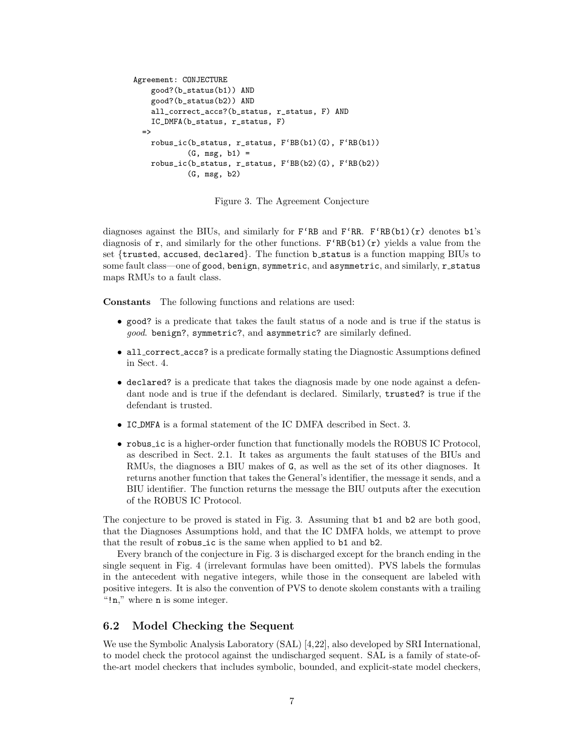```
Agreement: CONJECTURE
    good?(b_status(b1)) AND
    good?(b_status(b2)) AND
    all_correct_accs?(b_status, r_status, F) AND
    IC_DMFA(b_status, r_status, F)
  =>
    robus_ic(b_status, r_status, F`BB(b1)(G), F`RB(b1))
            (G, msg, b1) =
    robus_ic(b_status, r_status, F`BB(b2)(G), F`RB(b2))
            (G, msg, b2)
```

Figure 3. The Agreement Conjecture

diagnoses against the BIUs, and similarly for `F`RB` and `F`RR`. `F`RB(b1)(r)` denotes `b1`'s diagnosis of `r`, and similarly for the other functions. `F`RB(b1)(r)` yields a value from the set {`trusted`, `accused`, `declared`}. The function `b_status` is a function mapping BIUs to some fault class—one of `good`, `benign`, `symmetric`, and `asymmetric`, and similarly, `r_status` maps RMUs to a fault class.

**Constants** The following functions and relations are used:

- `good?` is a predicate that takes the fault status of a node and is true if the status is *good*. `benign?`, `symmetric?`, and `asymmetric?` are similarly defined.
- `all_correct_accs?` is a predicate formally stating the Diagnostic Assumptions defined in Sect. 4.
- `declared?` is a predicate that takes the diagnosis made by one node against a defendant node and is true if the defendant is declared. Similarly, `trusted?` is true if the defendant is trusted.
- `IC_DMFA` is a formal statement of the IC DMFA described in Sect. 3.
- `robus_ic` is a higher-order function that functionally models the ROBUS IC Protocol, as described in Sect. 2.1. It takes as arguments the fault statuses of the BIUs and RMUs, the diagnoses a BIU makes of `G`, as well as the set of its other diagnoses. It returns another function that takes the General's identifier, the message it sends, and a BIU identifier. The function returns the message the BIU outputs after the execution of the ROBUS IC Protocol.

The conjecture to be proved is stated in Fig. 3. Assuming that `b1` and `b2` are both good, that the Diagnoses Assumptions hold, and that the IC DMFA holds, we attempt to prove that the result of `robus_ic` is the same when applied to `b1` and `b2`.

Every branch of the conjecture in Fig. 3 is discharged except for the branch ending in the single sequent in Fig. 4 (irrelevant formulas have been omitted). PVS labels the formulas in the antecedent with negative integers, while those in the consequent are labeled with positive integers. It is also the convention of PVS to denote skolem constants with a trailing "`!n`," where `n` is some integer.

## 6.2 Model Checking the Sequent

We use the Symbolic Analysis Laboratory (SAL) [4,22], also developed by SRI International, to model check the protocol against the undischarged sequent. SAL is a family of state-of-the-art model checkers that includes symbolic, bounded, and explicit-state model checkers,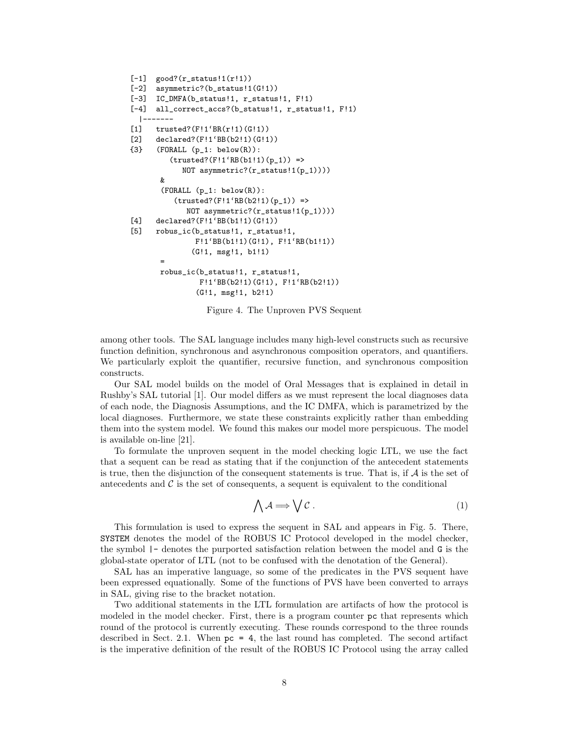```
[-1]  good?(r_status!1(r!1))
[-2]  asymmetric?(b_status!1(G!1))
[-3]  IC_DMFA(b_status!1, r_status!1, F!1)
[-4]  all_correct_accs?(b_status!1, r_status!1, F!1)
  |-------
[1]   trusted?(F!1`BR(r!1)(G!1))
[2]   declared?(F!1`BB(b2!1)(G!1))
{3}   (FORALL (p_1: below(R)):
         (trusted?(F!1`RB(b1!1)(p_1)) =>
            NOT asymmetric?(r_status!1(p_1))))
       &
       (FORALL (p_1: below(R)):
          (trusted?(F!1`RB(b2!1)(p_1)) =>
             NOT asymmetric?(r_status!1(p_1))))
[4]   declared?(F!1`BB(b1!1)(G!1))
[5]   robus_ic(b_status!1, r_status!1,
               F!1`BB(b1!1)(G!1), F!1`RB(b1!1))
              (G!1, msg!1, b1!1)
       =
       robus_ic(b_status!1, r_status!1,
                F!1`BB(b2!1)(G!1), F!1`RB(b2!1))
               (G!1, msg!1, b2!1)
```

Figure 4. The Unproven PVS Sequent

among other tools. The SAL language includes many high-level constructs such as recursive function definition, synchronous and asynchronous composition operators, and quantifiers. We particularly exploit the quantifier, recursive function, and synchronous composition constructs.

Our SAL model builds on the model of Oral Messages that is explained in detail in Rushby's SAL tutorial [1]. Our model differs as we must represent the local diagnoses data of each node, the Diagnosis Assumptions, and the IC DMFA, which is parametrized by the local diagnoses. Furthermore, we state these constraints explicitly rather than embedding them into the system model. We found this makes our model more perspicuous. The model is available on-line [21].

To formulate the unproven sequent in the model checking logic LTL, we use the fact that a sequent can be read as stating that if the conjunction of the antecedent statements is true, then the disjunction of the consequent statements is true. That is, if $\mathcal{A}$ is the set of antecedents and $\mathcal{C}$ is the set of consequents, a sequent is equivalent to the conditional

$$\bigwedge \mathcal{A} \Longrightarrow \bigvee \mathcal{C}\,. \tag{1}$$

This formulation is used to express the sequent in SAL and appears in Fig. 5. There, `SYSTEM` denotes the model of the ROBUS IC Protocol developed in the model checker, the symbol `|-` denotes the purported satisfaction relation between the model and `G` is the global-state operator of LTL (not to be confused with the denotation of the General).

SAL has an imperative language, so some of the predicates in the PVS sequent have been expressed equationally. Some of the functions of PVS have been converted to arrays in SAL, giving rise to the bracket notation.

Two additional statements in the LTL formulation are artifacts of how the protocol is modeled in the model checker. First, there is a program counter `pc` that represents which round of the protocol is currently executing. These rounds correspond to the three rounds described in Sect. 2.1. When `pc = 4`, the last round has completed. The second artifact is the imperative definition of the result of the ROBUS IC Protocol using the array called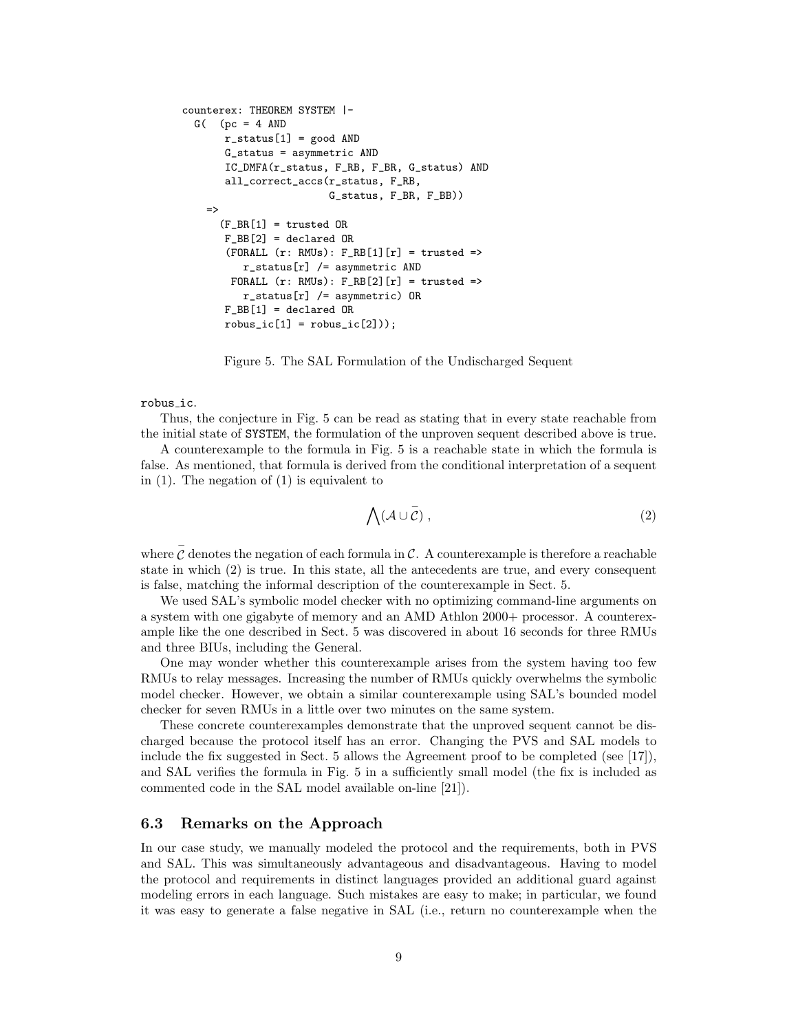```
counterex: THEOREM SYSTEM |-
  G(  (pc = 4 AND
       r_status[1] = good AND
       G_status = asymmetric AND
       IC_DMFA(r_status, F_RB, F_BR, G_status) AND
       all_correct_accs(r_status, F_RB,
                        G_status, F_BR, F_BB))
    =>
      (F_BR[1] = trusted OR
       F_BB[2] = declared OR
       (FORALL (r: RMUs): F_RB[1][r] = trusted =>
          r_status[r] /= asymmetric AND
        FORALL (r: RMUs): F_RB[2][r] = trusted =>
          r_status[r] /= asymmetric) OR
       F_BB[1] = declared OR
       robus_ic[1] = robus_ic[2]));
```

Figure 5. The SAL Formulation of the Undischarged Sequent

robus_ic.

Thus, the conjecture in Fig. 5 can be read as stating that in every state reachable from the initial state of SYSTEM, the formulation of the unproven sequent described above is true.

A counterexample to the formula in Fig. 5 is a reachable state in which the formula is false. As mentioned, that formula is derived from the conditional interpretation of a sequent in (1). The negation of (1) is equivalent to

$$\bigwedge(\mathcal{A} \cup \bar{\mathcal{C}}) \,, \tag{2}$$

where $\bar{\mathcal{C}}$ denotes the negation of each formula in $\mathcal{C}$. A counterexample is therefore a reachable state in which (2) is true. In this state, all the antecedents are true, and every consequent is false, matching the informal description of the counterexample in Sect. 5.

We used SAL's symbolic model checker with no optimizing command-line arguments on a system with one gigabyte of memory and an AMD Athlon 2000+ processor. A counterexample like the one described in Sect. 5 was discovered in about 16 seconds for three RMUs and three BIUs, including the General.

One may wonder whether this counterexample arises from the system having too few RMUs to relay messages. Increasing the number of RMUs quickly overwhelms the symbolic model checker. However, we obtain a similar counterexample using SAL's bounded model checker for seven RMUs in a little over two minutes on the same system.

These concrete counterexamples demonstrate that the unproved sequent cannot be discharged because the protocol itself has an error. Changing the PVS and SAL models to include the fix suggested in Sect. 5 allows the Agreement proof to be completed (see [17]), and SAL verifies the formula in Fig. 5 in a sufficiently small model (the fix is included as commented code in the SAL model available on-line [21]).

### 6.3 Remarks on the Approach

In our case study, we manually modeled the protocol and the requirements, both in PVS and SAL. This was simultaneously advantageous and disadvantageous. Having to model the protocol and requirements in distinct languages provided an additional guard against modeling errors in each language. Such mistakes are easy to make; in particular, we found it was easy to generate a false negative in SAL (i.e., return no counterexample when the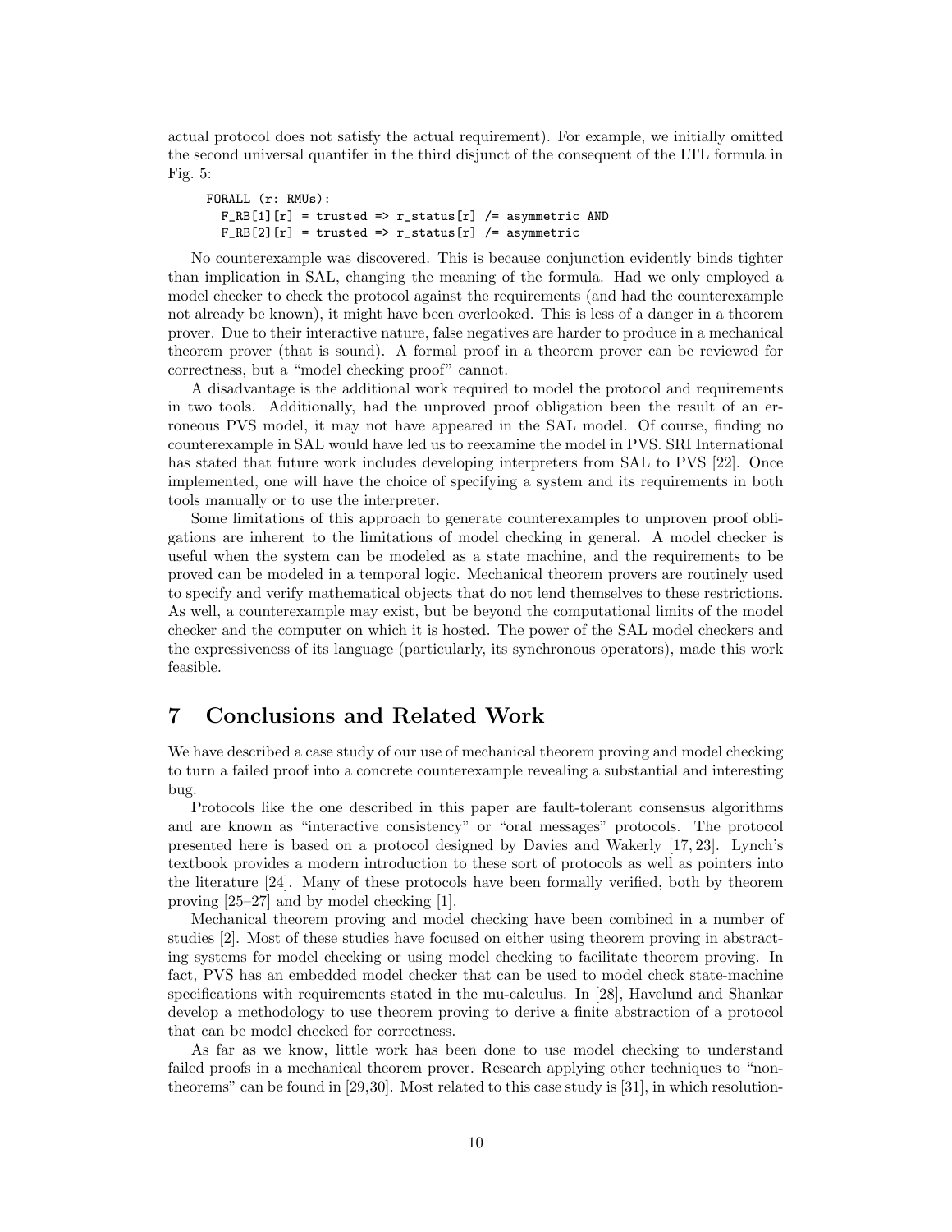actual protocol does not satisfy the actual requirement). For example, we initially omitted the second universal quantifer in the third disjunct of the consequent of the LTL formula in Fig. 5:

```
FORALL (r: RMUs):
  F_RB[1][r] = trusted => r_status[r] /= asymmetric AND
  F_RB[2][r] = trusted => r_status[r] /= asymmetric
```

No counterexample was discovered. This is because conjunction evidently binds tighter than implication in SAL, changing the meaning of the formula. Had we only employed a model checker to check the protocol against the requirements (and had the counterexample not already be known), it might have been overlooked. This is less of a danger in a theorem prover. Due to their interactive nature, false negatives are harder to produce in a mechanical theorem prover (that is sound). A formal proof in a theorem prover can be reviewed for correctness, but a "model checking proof" cannot.

A disadvantage is the additional work required to model the protocol and requirements in two tools. Additionally, had the unproved proof obligation been the result of an erroneous PVS model, it may not have appeared in the SAL model. Of course, finding no counterexample in SAL would have led us to reexamine the model in PVS. SRI International has stated that future work includes developing interpreters from SAL to PVS [22]. Once implemented, one will have the choice of specifying a system and its requirements in both tools manually or to use the interpreter.

Some limitations of this approach to generate counterexamples to unproven proof obligations are inherent to the limitations of model checking in general. A model checker is useful when the system can be modeled as a state machine, and the requirements to be proved can be modeled in a temporal logic. Mechanical theorem provers are routinely used to specify and verify mathematical objects that do not lend themselves to these restrictions. As well, a counterexample may exist, but be beyond the computational limits of the model checker and the computer on which it is hosted. The power of the SAL model checkers and the expressiveness of its language (particularly, its synchronous operators), made this work feasible.

# 7 Conclusions and Related Work

We have described a case study of our use of mechanical theorem proving and model checking to turn a failed proof into a concrete counterexample revealing a substantial and interesting bug.

Protocols like the one described in this paper are fault-tolerant consensus algorithms and are known as "interactive consistency" or "oral messages" protocols. The protocol presented here is based on a protocol designed by Davies and Wakerly [17, 23]. Lynch's textbook provides a modern introduction to these sort of protocols as well as pointers into the literature [24]. Many of these protocols have been formally verified, both by theorem proving [25–27] and by model checking [1].

Mechanical theorem proving and model checking have been combined in a number of studies [2]. Most of these studies have focused on either using theorem proving in abstracting systems for model checking or using model checking to facilitate theorem proving. In fact, PVS has an embedded model checker that can be used to model check state-machine specifications with requirements stated in the mu-calculus. In [28], Havelund and Shankar develop a methodology to use theorem proving to derive a finite abstraction of a protocol that can be model checked for correctness.

As far as we know, little work has been done to use model checking to understand failed proofs in a mechanical theorem prover. Research applying other techniques to "non-theorems" can be found in [29,30]. Most related to this case study is [31], in which resolution-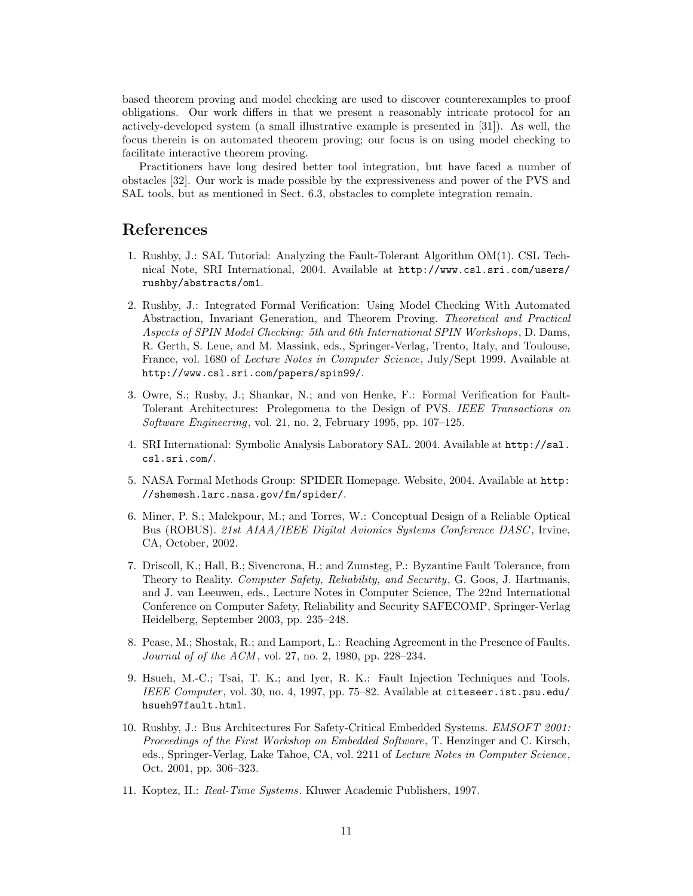based theorem proving and model checking are used to discover counterexamples to proof obligations. Our work differs in that we present a reasonably intricate protocol for an actively-developed system (a small illustrative example is presented in [31]). As well, the focus therein is on automated theorem proving; our focus is on using model checking to facilitate interactive theorem proving.

Practitioners have long desired better tool integration, but have faced a number of obstacles [32]. Our work is made possible by the expressiveness and power of the PVS and SAL tools, but as mentioned in Sect. 6.3, obstacles to complete integration remain.

## References

1. Rushby, J.: SAL Tutorial: Analyzing the Fault-Tolerant Algorithm OM(1). CSL Technical Note, SRI International, 2004. Available at `http://www.csl.sri.com/users/rushby/abstracts/om1`.

2. Rushby, J.: Integrated Formal Verification: Using Model Checking With Automated Abstraction, Invariant Generation, and Theorem Proving. *Theoretical and Practical Aspects of SPIN Model Checking: 5th and 6th International SPIN Workshops*, D. Dams, R. Gerth, S. Leue, and M. Massink, eds., Springer-Verlag, Trento, Italy, and Toulouse, France, vol. 1680 of *Lecture Notes in Computer Science*, July/Sept 1999. Available at `http://www.csl.sri.com/papers/spin99/`.

3. Owre, S.; Rusby, J.; Shankar, N.; and von Henke, F.: Formal Verification for Fault-Tolerant Architectures: Prolegomena to the Design of PVS. *IEEE Transactions on Software Engineering*, vol. 21, no. 2, February 1995, pp. 107–125.

4. SRI International: Symbolic Analysis Laboratory SAL. 2004. Available at `http://sal.csl.sri.com/`.

5. NASA Formal Methods Group: SPIDER Homepage. Website, 2004. Available at `http://shemesh.larc.nasa.gov/fm/spider/`.

6. Miner, P. S.; Malekpour, M.; and Torres, W.: Conceptual Design of a Reliable Optical Bus (ROBUS). *21st AIAA/IEEE Digital Avionics Systems Conference DASC*, Irvine, CA, October, 2002.

7. Driscoll, K.; Hall, B.; Sivencrona, H.; and Zumsteg, P.: Byzantine Fault Tolerance, from Theory to Reality. *Computer Safety, Reliability, and Security*, G. Goos, J. Hartmanis, and J. van Leeuwen, eds., Lecture Notes in Computer Science, The 22nd International Conference on Computer Safety, Reliability and Security SAFECOMP, Springer-Verlag Heidelberg, September 2003, pp. 235–248.

8. Pease, M.; Shostak, R.; and Lamport, L.: Reaching Agreement in the Presence of Faults. *Journal of of the ACM*, vol. 27, no. 2, 1980, pp. 228–234.

9. Hsueh, M.-C.; Tsai, T. K.; and Iyer, R. K.: Fault Injection Techniques and Tools. *IEEE Computer*, vol. 30, no. 4, 1997, pp. 75–82. Available at `citeseer.ist.psu.edu/hsueh97fault.html`.

10. Rushby, J.: Bus Architectures For Safety-Critical Embedded Systems. *EMSOFT 2001: Proceedings of the First Workshop on Embedded Software*, T. Henzinger and C. Kirsch, eds., Springer-Verlag, Lake Tahoe, CA, vol. 2211 of *Lecture Notes in Computer Science*, Oct. 2001, pp. 306–323.

11. Koptez, H.: *Real-Time Systems*. Kluwer Academic Publishers, 1997.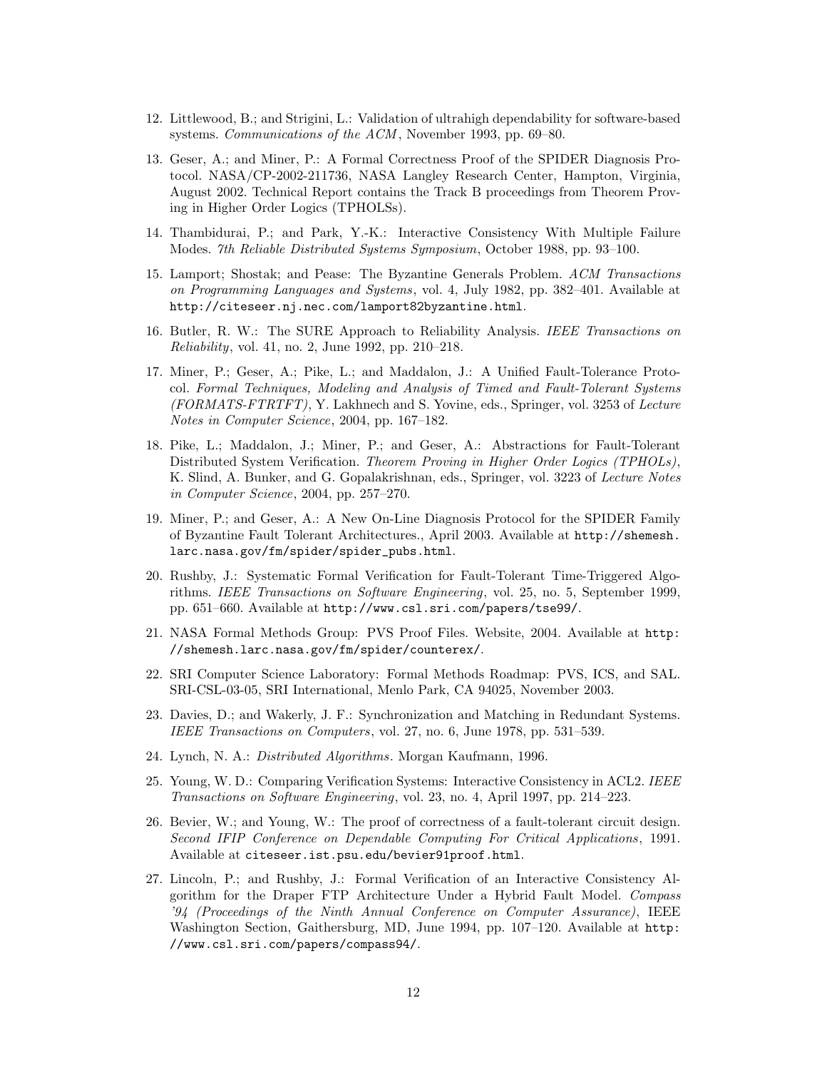12. Littlewood, B.; and Strigini, L.: Validation of ultrahigh dependability for software-based systems. *Communications of the ACM*, November 1993, pp. 69–80.

13. Geser, A.; and Miner, P.: A Formal Correctness Proof of the SPIDER Diagnosis Protocol. NASA/CP-2002-211736, NASA Langley Research Center, Hampton, Virginia, August 2002. Technical Report contains the Track B proceedings from Theorem Proving in Higher Order Logics (TPHOLSs).

14. Thambidurai, P.; and Park, Y.-K.: Interactive Consistency With Multiple Failure Modes. *7th Reliable Distributed Systems Symposium*, October 1988, pp. 93–100.

15. Lamport; Shostak; and Pease: The Byzantine Generals Problem. *ACM Transactions on Programming Languages and Systems*, vol. 4, July 1982, pp. 382–401. Available at `http://citeseer.nj.nec.com/lamport82byzantine.html`.

16. Butler, R. W.: The SURE Approach to Reliability Analysis. *IEEE Transactions on Reliability*, vol. 41, no. 2, June 1992, pp. 210–218.

17. Miner, P.; Geser, A.; Pike, L.; and Maddalon, J.: A Unified Fault-Tolerance Protocol. *Formal Techniques, Modeling and Analysis of Timed and Fault-Tolerant Systems (FORMATS-FTRTFT)*, Y. Lakhnech and S. Yovine, eds., Springer, vol. 3253 of *Lecture Notes in Computer Science*, 2004, pp. 167–182.

18. Pike, L.; Maddalon, J.; Miner, P.; and Geser, A.: Abstractions for Fault-Tolerant Distributed System Verification. *Theorem Proving in Higher Order Logics (TPHOLs)*, K. Slind, A. Bunker, and G. Gopalakrishnan, eds., Springer, vol. 3223 of *Lecture Notes in Computer Science*, 2004, pp. 257–270.

19. Miner, P.; and Geser, A.: A New On-Line Diagnosis Protocol for the SPIDER Family of Byzantine Fault Tolerant Architectures., April 2003. Available at `http://shemesh.larc.nasa.gov/fm/spider/spider_pubs.html`.

20. Rushby, J.: Systematic Formal Verification for Fault-Tolerant Time-Triggered Algorithms. *IEEE Transactions on Software Engineering*, vol. 25, no. 5, September 1999, pp. 651–660. Available at `http://www.csl.sri.com/papers/tse99/`.

21. NASA Formal Methods Group: PVS Proof Files. Website, 2004. Available at `http://shemesh.larc.nasa.gov/fm/spider/counterex/`.

22. SRI Computer Science Laboratory: Formal Methods Roadmap: PVS, ICS, and SAL. SRI-CSL-03-05, SRI International, Menlo Park, CA 94025, November 2003.

23. Davies, D.; and Wakerly, J. F.: Synchronization and Matching in Redundant Systems. *IEEE Transactions on Computers*, vol. 27, no. 6, June 1978, pp. 531–539.

24. Lynch, N. A.: *Distributed Algorithms*. Morgan Kaufmann, 1996.

25. Young, W. D.: Comparing Verification Systems: Interactive Consistency in ACL2. *IEEE Transactions on Software Engineering*, vol. 23, no. 4, April 1997, pp. 214–223.

26. Bevier, W.; and Young, W.: The proof of correctness of a fault-tolerant circuit design. *Second IFIP Conference on Dependable Computing For Critical Applications*, 1991. Available at `citeseer.ist.psu.edu/bevier91proof.html`.

27. Lincoln, P.; and Rushby, J.: Formal Verification of an Interactive Consistency Algorithm for the Draper FTP Architecture Under a Hybrid Fault Model. *Compass '94 (Proceedings of the Ninth Annual Conference on Computer Assurance)*, IEEE Washington Section, Gaithersburg, MD, June 1994, pp. 107–120. Available at `http://www.csl.sri.com/papers/compass94/`.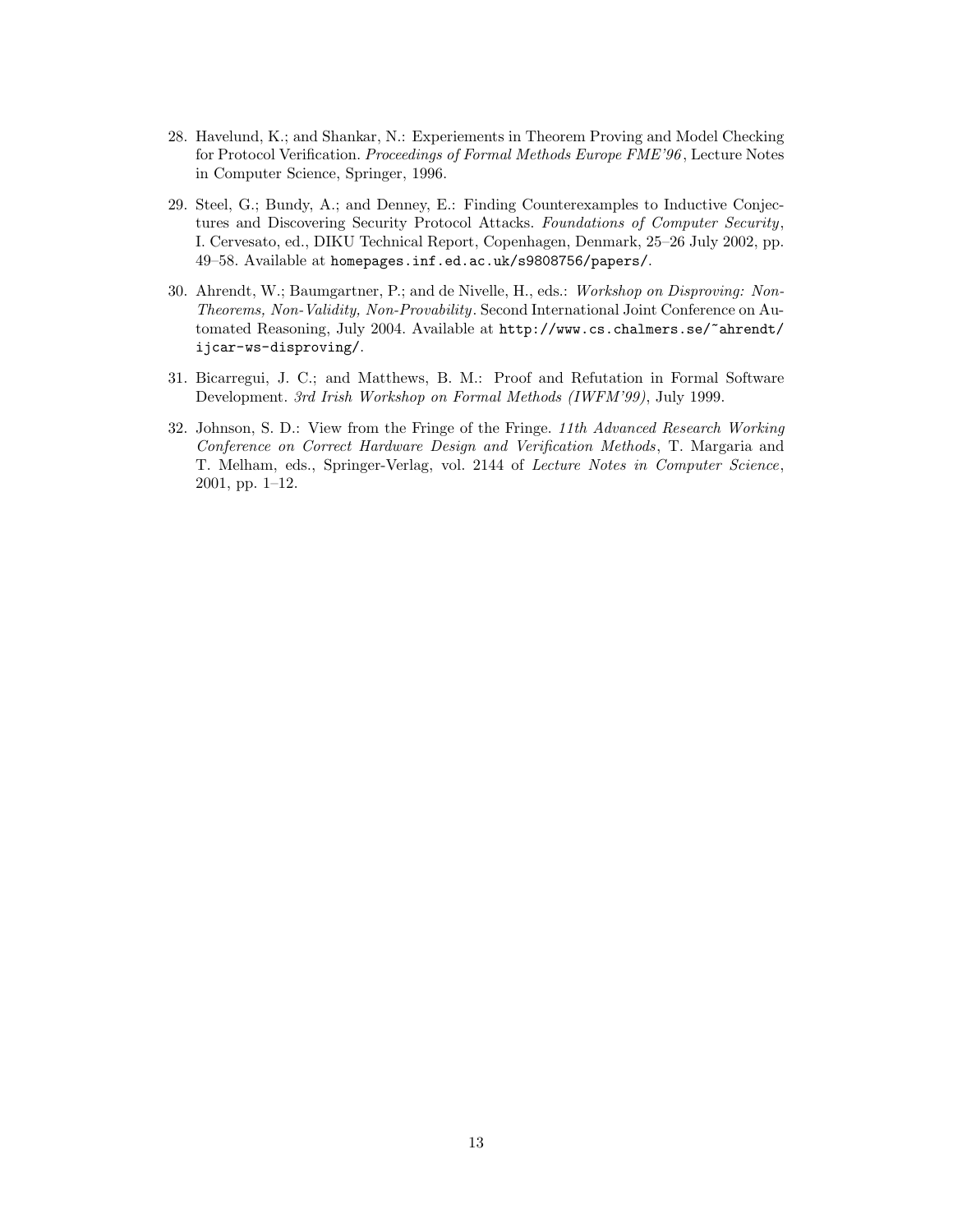28. Havelund, K.; and Shankar, N.: Experiements in Theorem Proving and Model Checking for Protocol Verification. *Proceedings of Formal Methods Europe FME'96*, Lecture Notes in Computer Science, Springer, 1996.

29. Steel, G.; Bundy, A.; and Denney, E.: Finding Counterexamples to Inductive Conjectures and Discovering Security Protocol Attacks. *Foundations of Computer Security*, I. Cervesato, ed., DIKU Technical Report, Copenhagen, Denmark, 25–26 July 2002, pp. 49–58. Available at `homepages.inf.ed.ac.uk/s9808756/papers/`.

30. Ahrendt, W.; Baumgartner, P.; and de Nivelle, H., eds.: *Workshop on Disproving: Non-Theorems, Non-Validity, Non-Provability*. Second International Joint Conference on Automated Reasoning, July 2004. Available at `http://www.cs.chalmers.se/~ahrendt/ijcar-ws-disproving/`.

31. Bicarregui, J. C.; and Matthews, B. M.: Proof and Refutation in Formal Software Development. *3rd Irish Workshop on Formal Methods (IWFM'99)*, July 1999.

32. Johnson, S. D.: View from the Fringe of the Fringe. *11th Advanced Research Working Conference on Correct Hardware Design and Verification Methods*, T. Margaria and T. Melham, eds., Springer-Verlag, vol. 2144 of *Lecture Notes in Computer Science*, 2001, pp. 1–12.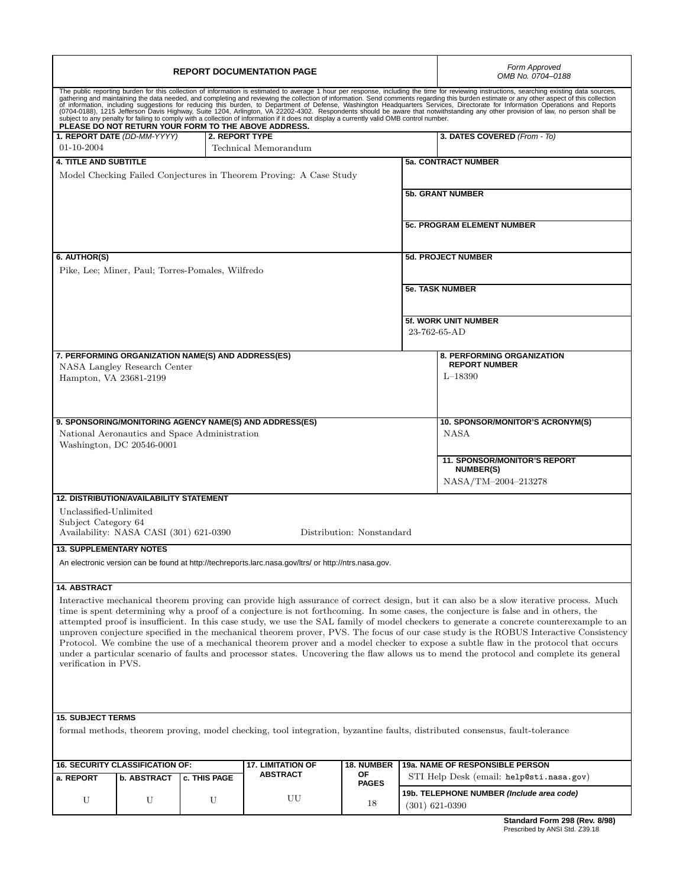# REPORT DOCUMENTATION PAGE

*Form Approved*
*OMB No. 0704–0188*

The public reporting burden for this collection of information is estimated to average 1 hour per response, including the time for reviewing instructions, searching existing data sources, gathering and maintaining the data needed, and completing and reviewing the collection of information. Send comments regarding this burden estimate or any other aspect of this collection of information, including suggestions for reducing this burden, to Department of Defense, Washington Headquarters Services, Directorate for Information Operations and Reports (0704-0188), 1215 Jefferson Davis Highway, Suite 1204, Arlington, VA 22202-4302. Respondents should be aware that notwithstanding any other provision of law, no person shall be subject to any penalty for failing to comply with a collection of information if it does not display a currently valid OMB control number.

**PLEASE DO NOT RETURN YOUR FORM TO THE ABOVE ADDRESS.**

**1. REPORT DATE** *(DD-MM-YYYY)*
01-10-2004

**2. REPORT TYPE**
Technical Memorandum

**3. DATES COVERED** *(From - To)*

**4. TITLE AND SUBTITLE**
Model Checking Failed Conjectures in Theorem Proving: A Case Study

**5a. CONTRACT NUMBER**

**5b. GRANT NUMBER**

**5c. PROGRAM ELEMENT NUMBER**

**6. AUTHOR(S)**
Pike, Lee; Miner, Paul; Torres-Pomales, Wilfredo

**5d. PROJECT NUMBER**

**5e. TASK NUMBER**

**5f. WORK UNIT NUMBER**
23-762-65-AD

**7. PERFORMING ORGANIZATION NAME(S) AND ADDRESS(ES)**
NASA Langley Research Center
Hampton, VA 23681-2199

**8. PERFORMING ORGANIZATION REPORT NUMBER**
L–18390

**9. SPONSORING/MONITORING AGENCY NAME(S) AND ADDRESS(ES)**
National Aeronautics and Space Administration
Washington, DC 20546-0001

**10. SPONSOR/MONITOR'S ACRONYM(S)**
NASA

**11. SPONSOR/MONITOR'S REPORT NUMBER(S)**
NASA/TM–2004–213278

**12. DISTRIBUTION/AVAILABILITY STATEMENT**
Unclassified-Unlimited
Subject Category 64
Availability: NASA CASI (301) 621-0390 Distribution: Nonstandard

**13. SUPPLEMENTARY NOTES**
An electronic version can be found at http://techreports.larc.nasa.gov/ltrs/ or http://ntrs.nasa.gov.

**14. ABSTRACT**
Interactive mechanical theorem proving can provide high assurance of correct design, but it can also be a slow iterative process. Much time is spent determining why a proof of a conjecture is not forthcoming. In some cases, the conjecture is false and in others, the attempted proof is insufficient. In this case study, we use the SAL family of model checkers to generate a concrete counterexample to an unproven conjecture specified in the mechanical theorem prover, PVS. The focus of our case study is the ROBUS Interactive Consistency Protocol. We combine the use of a mechanical theorem prover and a model checker to expose a subtle flaw in the protocol that occurs under a particular scenario of faults and processor states. Uncovering the flaw allows us to mend the protocol and complete its general verification in PVS.

**15. SUBJECT TERMS**
formal methods, theorem proving, model checking, tool integration, byzantine faults, distributed consensus, fault-tolerance

| 16. SECURITY CLASSIFICATION OF: | | | 17. LIMITATION OF ABSTRACT | 18. NUMBER OF PAGES | 19a. NAME OF RESPONSIBLE PERSON |
|---|---|---|---|---|---|
| a. REPORT | b. ABSTRACT | c. THIS PAGE | | | STI Help Desk (email: help@sti.nasa.gov) |
| U | U | U | UU | 18 | 19b. TELEPHONE NUMBER *(Include area code)* (301) 621-0390 |

**Standard Form 298 (Rev. 8/98)**
Prescribed by ANSI Std. Z39.18